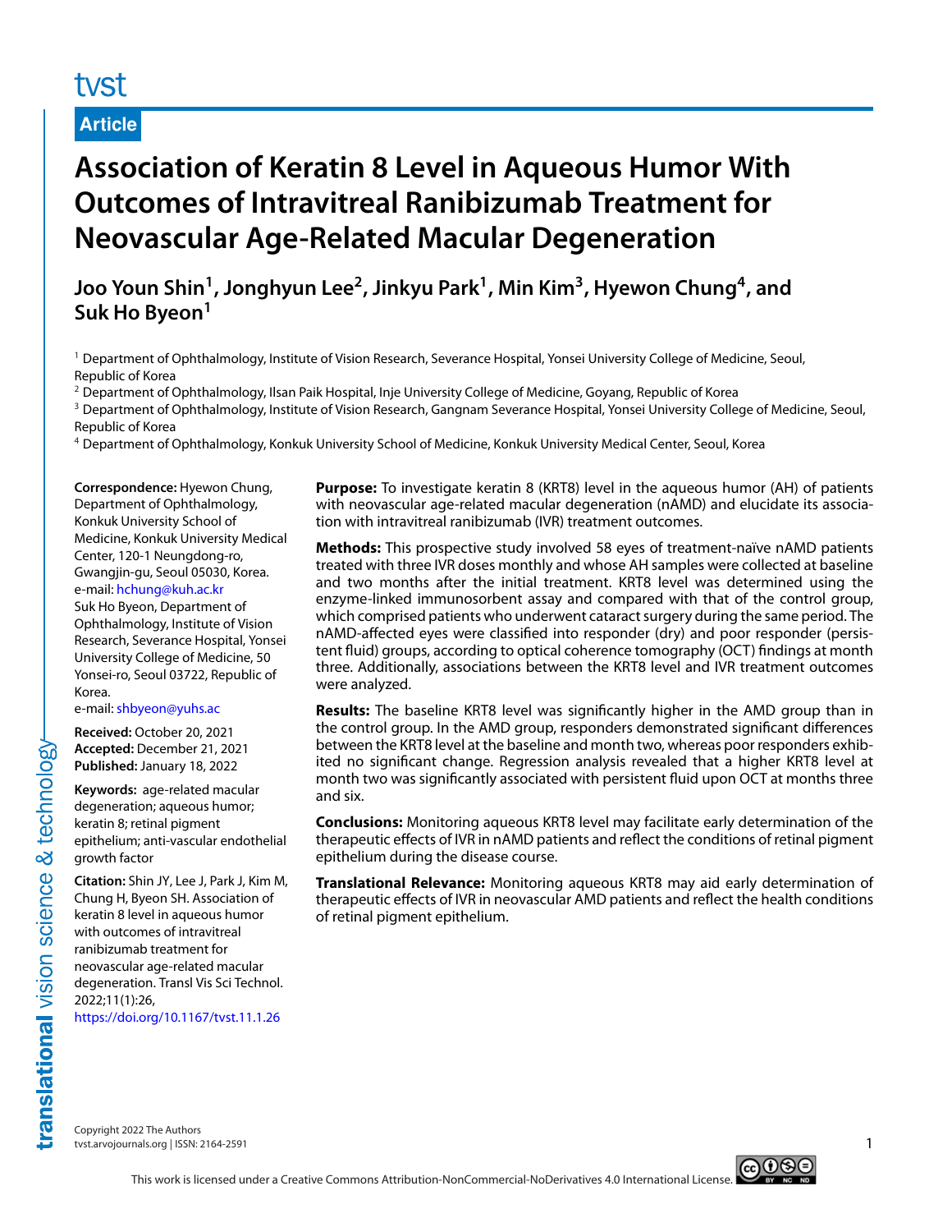tvst

**Article**

# Association of Keratin 8 Level in Aqueous Humor With Outcomes of Intravitreal Ranibizumab Treatment for Neovascular Age-Related Macular Degeneration

**Joo Youn Shin[1], Jonghyun Lee[2], Jinkyu Park[1], Min Kim[3], Hyewon Chung[4], and Suk Ho Byeon[1]**

[1] Department of Ophthalmology, Institute of Vision Research, Severance Hospital, Yonsei University College of Medicine, Seoul, Republic of Korea
[2] Department of Ophthalmology, Ilsan Paik Hospital, Inje University College of Medicine, Goyang, Republic of Korea
[3] Department of Ophthalmology, Institute of Vision Research, Gangnam Severance Hospital, Yonsei University College of Medicine, Seoul, Republic of Korea
[4] Department of Ophthalmology, Konkuk University School of Medicine, Konkuk University Medical Center, Seoul, Korea

**Correspondence:** Hyewon Chung, Department of Ophthalmology, Konkuk University School of Medicine, Konkuk University Medical Center, 120-1 Neungdong-ro, Gwangjin-gu, Seoul 05030, Korea. e-mail: hchung@kuh.ac.kr
Suk Ho Byeon, Department of Ophthalmology, Institute of Vision Research, Severance Hospital, Yonsei University College of Medicine, 50 Yonsei-ro, Seoul 03722, Republic of Korea.
e-mail: shbyeon@yuhs.ac

**Received:** October 20, 2021
**Accepted:** December 21, 2021
**Published:** January 18, 2022

**Keywords:** age-related macular degeneration; aqueous humor; keratin 8; retinal pigment epithelium; anti-vascular endothelial growth factor

**Citation:** Shin JY, Lee J, Park J, Kim M, Chung H, Byeon SH. Association of keratin 8 level in aqueous humor with outcomes of intravitreal ranibizumab treatment for neovascular age-related macular degeneration. Transl Vis Sci Technol. 2022;11(1):26, https://doi.org/10.1167/tvst.11.1.26

**Purpose:** To investigate keratin 8 (KRT8) level in the aqueous humor (AH) of patients with neovascular age-related macular degeneration (nAMD) and elucidate its association with intravitreal ranibizumab (IVR) treatment outcomes.

**Methods:** This prospective study involved 58 eyes of treatment-naïve nAMD patients treated with three IVR doses monthly and whose AH samples were collected at baseline and two months after the initial treatment. KRT8 level was determined using the enzyme-linked immunosorbent assay and compared with that of the control group, which comprised patients who underwent cataract surgery during the same period. The nAMD-affected eyes were classified into responder (dry) and poor responder (persistent fluid) groups, according to optical coherence tomography (OCT) findings at month three. Additionally, associations between the KRT8 level and IVR treatment outcomes were analyzed.

**Results:** The baseline KRT8 level was significantly higher in the AMD group than in the control group. In the AMD group, responders demonstrated significant differences between the KRT8 level at the baseline and month two, whereas poor responders exhibited no significant change. Regression analysis revealed that a higher KRT8 level at month two was significantly associated with persistent fluid upon OCT at months three and six.

**Conclusions:** Monitoring aqueous KRT8 level may facilitate early determination of the therapeutic effects of IVR in nAMD patients and reflect the conditions of retinal pigment epithelium during the disease course.

**Translational Relevance:** Monitoring aqueous KRT8 may aid early determination of therapeutic effects of IVR in neovascular AMD patients and reflect the health conditions of retinal pigment epithelium.

Copyright 2022 The Authors
tvst.arvojournals.org | ISSN: 2164-2591

This work is licensed under a Creative Commons Attribution-NonCommercial-NoDerivatives 4.0 International License.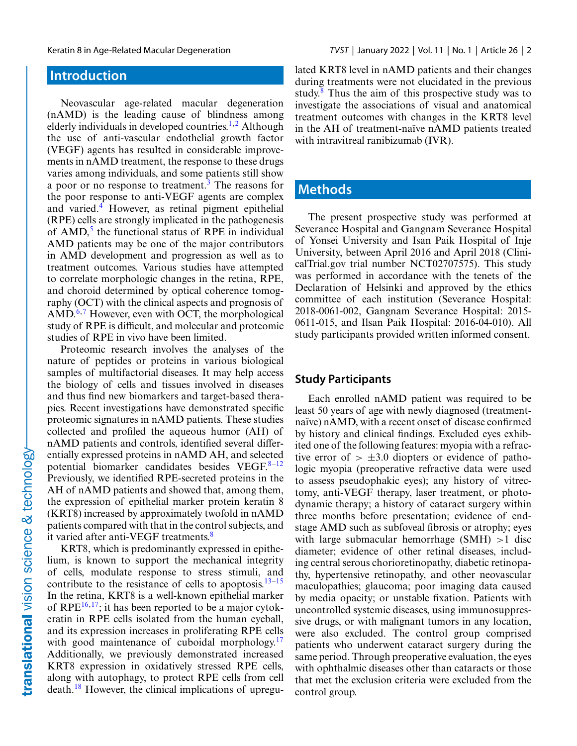## Introduction

Neovascular age-related macular degeneration (nAMD) is the leading cause of blindness among elderly individuals in developed countries.[1,2] Although the use of anti-vascular endothelial growth factor (VEGF) agents has resulted in considerable improvements in nAMD treatment, the response to these drugs varies among individuals, and some patients still show a poor or no response to treatment.[3] The reasons for the poor response to anti-VEGF agents are complex and varied.[4] However, as retinal pigment epithelial (RPE) cells are strongly implicated in the pathogenesis of AMD,[5] the functional status of RPE in individual AMD patients may be one of the major contributors in AMD development and progression as well as to treatment outcomes. Various studies have attempted to correlate morphologic changes in the retina, RPE, and choroid determined by optical coherence tomography (OCT) with the clinical aspects and prognosis of AMD.[6,7] However, even with OCT, the morphological study of RPE is difficult, and molecular and proteomic studies of RPE in vivo have been limited.

Proteomic research involves the analyses of the nature of peptides or proteins in various biological samples of multifactorial diseases. It may help access the biology of cells and tissues involved in diseases and thus find new biomarkers and target-based therapies. Recent investigations have demonstrated specific proteomic signatures in nAMD patients. These studies collected and profiled the aqueous humor (AH) of nAMD patients and controls, identified several differentially expressed proteins in nAMD AH, and selected potential biomarker candidates besides VEGF.[8–12] Previously, we identified RPE-secreted proteins in the AH of nAMD patients and showed that, among them, the expression of epithelial marker protein keratin 8 (KRT8) increased by approximately twofold in nAMD patients compared with that in the control subjects, and it varied after anti-VEGF treatments.[8]

KRT8, which is predominantly expressed in epithelium, is known to support the mechanical integrity of cells, modulate response to stress stimuli, and contribute to the resistance of cells to apoptosis.[13–15] In the retina, KRT8 is a well-known epithelial marker of RPE[16,17]; it has been reported to be a major cytokeratin in RPE cells isolated from the human eyeball, and its expression increases in proliferating RPE cells with good maintenance of cuboidal morphology.[17] Additionally, we previously demonstrated increased KRT8 expression in oxidatively stressed RPE cells, along with autophagy, to protect RPE cells from cell death.[18] However, the clinical implications of upregulated KRT8 level in nAMD patients and their changes during treatments were not elucidated in the previous study.[8] Thus the aim of this prospective study was to investigate the associations of visual and anatomical treatment outcomes with changes in the KRT8 level in the AH of treatment-naïve nAMD patients treated with intravitreal ranibizumab (IVR).

## Methods

The present prospective study was performed at Severance Hospital and Gangnam Severance Hospital of Yonsei University and Isan Paik Hospital of Inje University, between April 2016 and April 2018 (ClinicalTrial.gov trial number NCT02707575). This study was performed in accordance with the tenets of the Declaration of Helsinki and approved by the ethics committee of each institution (Severance Hospital: 2018-0061-002, Gangnam Severance Hospital: 2015-0611-015, and Ilsan Paik Hospital: 2016-04-010). All study participants provided written informed consent.

### Study Participants

Each enrolled nAMD patient was required to be least 50 years of age with newly diagnosed (treatment-naïve) nAMD, with a recent onset of disease confirmed by history and clinical findings. Excluded eyes exhibited one of the following features: myopia with a refractive error of $> \pm3.0$ diopters or evidence of pathologic myopia (preoperative refractive data were used to assess pseudophakic eyes); any history of vitrectomy, anti-VEGF therapy, laser treatment, or photodynamic therapy; a history of cataract surgery within three months before presentation; evidence of end-stage AMD such as subfoveal fibrosis or atrophy; eyes with large submacular hemorrhage (SMH) $>1$ disc diameter; evidence of other retinal diseases, including central serous chorioretinopathy, diabetic retinopathy, hypertensive retinopathy, and other neovascular maculopathies; glaucoma; poor imaging data caused by media opacity; or unstable fixation. Patients with uncontrolled systemic diseases, using immunosuppressive drugs, or with malignant tumors in any location, were also excluded. The control group comprised patients who underwent cataract surgery during the same period. Through preoperative evaluation, the eyes with ophthalmic diseases other than cataracts or those that met the exclusion criteria were excluded from the control group.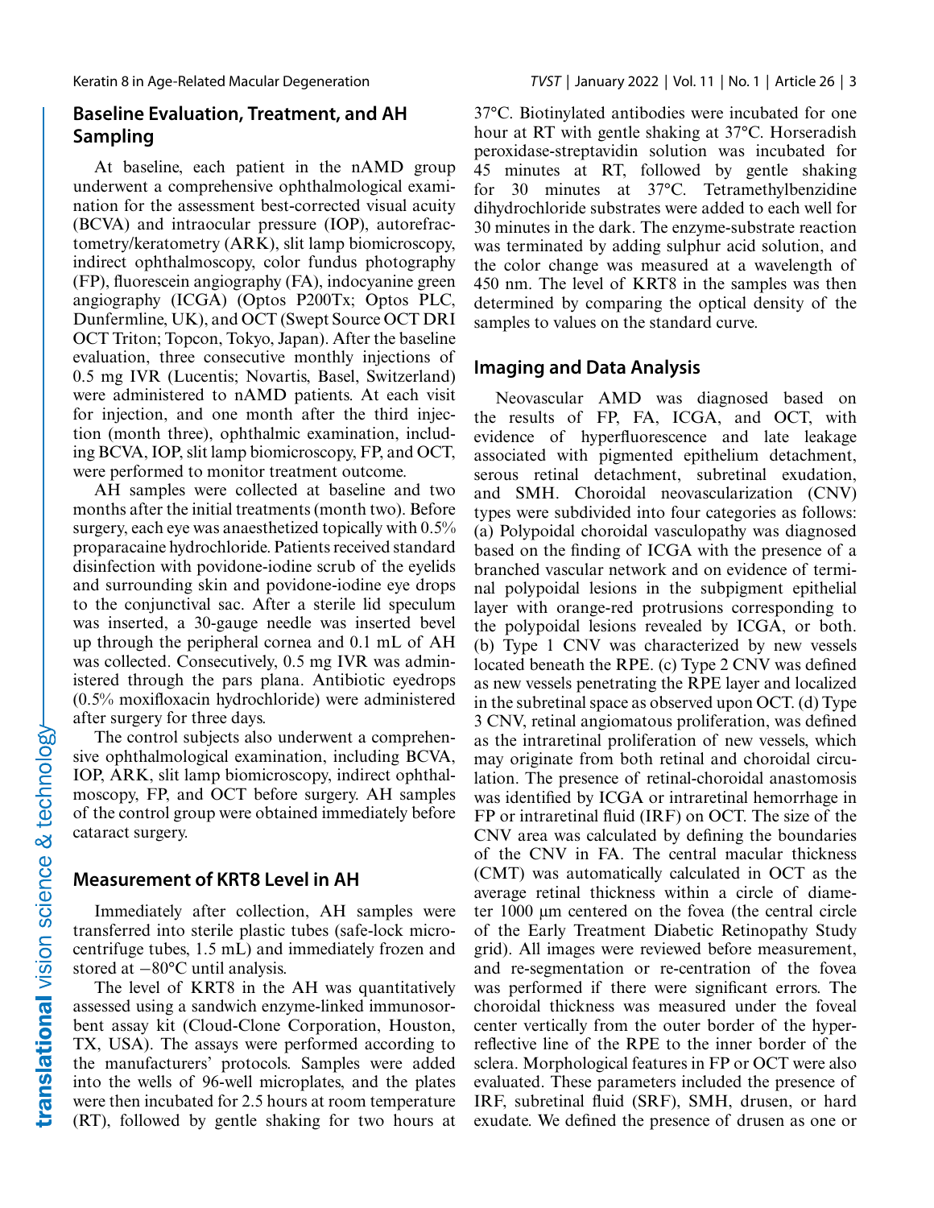## Baseline Evaluation, Treatment, and AH Sampling

At baseline, each patient in the nAMD group underwent a comprehensive ophthalmological examination for the assessment best-corrected visual acuity (BCVA) and intraocular pressure (IOP), autorefractometry/keratometry (ARK), slit lamp biomicroscopy, indirect ophthalmoscopy, color fundus photography (FP), fluorescein angiography (FA), indocyanine green angiography (ICGA) (Optos P200Tx; Optos PLC, Dunfermline, UK), and OCT (Swept Source OCT DRI OCT Triton; Topcon, Tokyo, Japan). After the baseline evaluation, three consecutive monthly injections of 0.5 mg IVR (Lucentis; Novartis, Basel, Switzerland) were administered to nAMD patients. At each visit for injection, and one month after the third injection (month three), ophthalmic examination, including BCVA, IOP, slit lamp biomicroscopy, FP, and OCT, were performed to monitor treatment outcome.

AH samples were collected at baseline and two months after the initial treatments (month two). Before surgery, each eye was anaesthetized topically with 0.5% proparacaine hydrochloride. Patients received standard disinfection with povidone-iodine scrub of the eyelids and surrounding skin and povidone-iodine eye drops to the conjunctival sac. After a sterile lid speculum was inserted, a 30-gauge needle was inserted bevel up through the peripheral cornea and 0.1 mL of AH was collected. Consecutively, 0.5 mg IVR was administered through the pars plana. Antibiotic eyedrops (0.5% moxifloxacin hydrochloride) were administered after surgery for three days.

The control subjects also underwent a comprehensive ophthalmological examination, including BCVA, IOP, ARK, slit lamp biomicroscopy, indirect ophthalmoscopy, FP, and OCT before surgery. AH samples of the control group were obtained immediately before cataract surgery.

## Measurement of KRT8 Level in AH

Immediately after collection, AH samples were transferred into sterile plastic tubes (safe-lock microcentrifuge tubes, 1.5 mL) and immediately frozen and stored at −80°C until analysis.

The level of KRT8 in the AH was quantitatively assessed using a sandwich enzyme-linked immunosorbent assay kit (Cloud-Clone Corporation, Houston, TX, USA). The assays were performed according to the manufacturers' protocols. Samples were added into the wells of 96-well microplates, and the plates were then incubated for 2.5 hours at room temperature (RT), followed by gentle shaking for two hours at 37°C. Biotinylated antibodies were incubated for one hour at RT with gentle shaking at 37°C. Horseradish peroxidase-streptavidin solution was incubated for 45 minutes at RT, followed by gentle shaking for 30 minutes at 37°C. Tetramethylbenzidine dihydrochloride substrates were added to each well for 30 minutes in the dark. The enzyme-substrate reaction was terminated by adding sulphur acid solution, and the color change was measured at a wavelength of 450 nm. The level of KRT8 in the samples was then determined by comparing the optical density of the samples to values on the standard curve.

## Imaging and Data Analysis

Neovascular AMD was diagnosed based on the results of FP, FA, ICGA, and OCT, with evidence of hyperfluorescence and late leakage associated with pigmented epithelium detachment, serous retinal detachment, subretinal exudation, and SMH. Choroidal neovascularization (CNV) types were subdivided into four categories as follows: (a) Polypoidal choroidal vasculopathy was diagnosed based on the finding of ICGA with the presence of a branched vascular network and on evidence of terminal polypoidal lesions in the subpigment epithelial layer with orange-red protrusions corresponding to the polypoidal lesions revealed by ICGA, or both. (b) Type 1 CNV was characterized by new vessels located beneath the RPE. (c) Type 2 CNV was defined as new vessels penetrating the RPE layer and localized in the subretinal space as observed upon OCT. (d) Type 3 CNV, retinal angiomatous proliferation, was defined as the intraretinal proliferation of new vessels, which may originate from both retinal and choroidal circulation. The presence of retinal-choroidal anastomosis was identified by ICGA or intraretinal hemorrhage in FP or intraretinal fluid (IRF) on OCT. The size of the CNV area was calculated by defining the boundaries of the CNV in FA. The central macular thickness (CMT) was automatically calculated in OCT as the average retinal thickness within a circle of diameter 1000 µm centered on the fovea (the central circle of the Early Treatment Diabetic Retinopathy Study grid). All images were reviewed before measurement, and re-segmentation or re-centration of the fovea was performed if there were significant errors. The choroidal thickness was measured under the foveal center vertically from the outer border of the hyperreflective line of the RPE to the inner border of the sclera. Morphological features in FP or OCT were also evaluated. These parameters included the presence of IRF, subretinal fluid (SRF), SMH, drusen, or hard exudate. We defined the presence of drusen as one or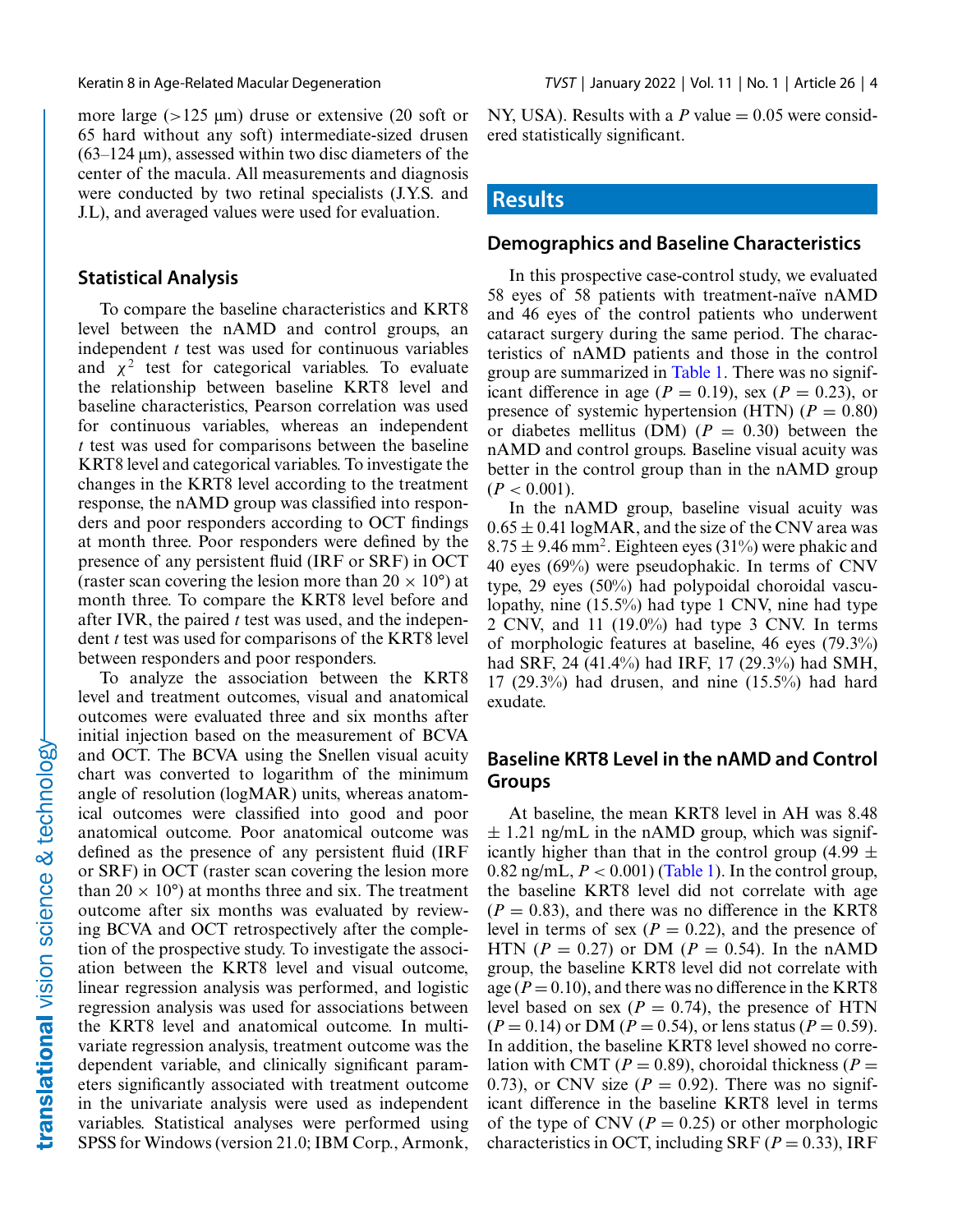more large (>125 µm) druse or extensive (20 soft or 65 hard without any soft) intermediate-sized drusen (63–124 µm), assessed within two disc diameters of the center of the macula. All measurements and diagnosis were conducted by two retinal specialists (J.Y.S. and J.L), and averaged values were used for evaluation.

### Statistical Analysis

To compare the baseline characteristics and KRT8 level between the nAMD and control groups, an independent *t* test was used for continuous variables and $\chi^2$ test for categorical variables. To evaluate the relationship between baseline KRT8 level and baseline characteristics, Pearson correlation was used for continuous variables, whereas an independent *t* test was used for comparisons between the baseline KRT8 level and categorical variables. To investigate the changes in the KRT8 level according to the treatment response, the nAMD group was classified into responders and poor responders according to OCT findings at month three. Poor responders were defined by the presence of any persistent fluid (IRF or SRF) in OCT (raster scan covering the lesion more than $20 \times 10°$) at month three. To compare the KRT8 level before and after IVR, the paired *t* test was used, and the independent *t* test was used for comparisons of the KRT8 level between responders and poor responders.

To analyze the association between the KRT8 level and treatment outcomes, visual and anatomical outcomes were evaluated three and six months after initial injection based on the measurement of BCVA and OCT. The BCVA using the Snellen visual acuity chart was converted to logarithm of the minimum angle of resolution (logMAR) units, whereas anatomical outcomes were classified into good and poor anatomical outcome. Poor anatomical outcome was defined as the presence of any persistent fluid (IRF or SRF) in OCT (raster scan covering the lesion more than $20 \times 10°$) at months three and six. The treatment outcome after six months was evaluated by reviewing BCVA and OCT retrospectively after the completion of the prospective study. To investigate the association between the KRT8 level and visual outcome, linear regression analysis was performed, and logistic regression analysis was used for associations between the KRT8 level and anatomical outcome. In multivariate regression analysis, treatment outcome was the dependent variable, and clinically significant parameters significantly associated with treatment outcome in the univariate analysis were used as independent variables. Statistical analyses were performed using SPSS for Windows (version 21.0; IBM Corp., Armonk, NY, USA). Results with a *P* value = 0.05 were considered statistically significant.

## Results

### Demographics and Baseline Characteristics

In this prospective case-control study, we evaluated 58 eyes of 58 patients with treatment-naïve nAMD and 46 eyes of the control patients who underwent cataract surgery during the same period. The characteristics of nAMD patients and those in the control group are summarized in Table 1. There was no significant difference in age ($P = 0.19$), sex ($P = 0.23$), or presence of systemic hypertension (HTN) ($P = 0.80$) or diabetes mellitus (DM) ($P = 0.30$) between the nAMD and control groups. Baseline visual acuity was better in the control group than in the nAMD group ($P < 0.001$).

In the nAMD group, baseline visual acuity was $0.65 \pm 0.41$ logMAR, and the size of the CNV area was $8.75 \pm 9.46$ mm$^2$. Eighteen eyes (31%) were phakic and 40 eyes (69%) were pseudophakic. In terms of CNV type, 29 eyes (50%) had polypoidal choroidal vasculopathy, nine (15.5%) had type 1 CNV, nine had type 2 CNV, and 11 (19.0%) had type 3 CNV. In terms of morphologic features at baseline, 46 eyes (79.3%) had SRF, 24 (41.4%) had IRF, 17 (29.3%) had SMH, 17 (29.3%) had drusen, and nine (15.5%) had hard exudate.

### Baseline KRT8 Level in the nAMD and Control Groups

At baseline, the mean KRT8 level in AH was $8.48 \pm 1.21$ ng/mL in the nAMD group, which was significantly higher than that in the control group ($4.99 \pm 0.82$ ng/mL, $P < 0.001$) (Table 1). In the control group, the baseline KRT8 level did not correlate with age ($P = 0.83$), and there was no difference in the KRT8 level in terms of sex ($P = 0.22$), and the presence of HTN ($P = 0.27$) or DM ($P = 0.54$). In the nAMD group, the baseline KRT8 level did not correlate with age ($P = 0.10$), and there was no difference in the KRT8 level based on sex ($P = 0.74$), the presence of HTN ($P = 0.14$) or DM ($P = 0.54$), or lens status ($P = 0.59$). In addition, the baseline KRT8 level showed no correlation with CMT ($P = 0.89$), choroidal thickness ($P = 0.73$), or CNV size ($P = 0.92$). There was no significant difference in the baseline KRT8 level in terms of the type of CNV ($P = 0.25$) or other morphologic characteristics in OCT, including SRF ($P = 0.33$), IRF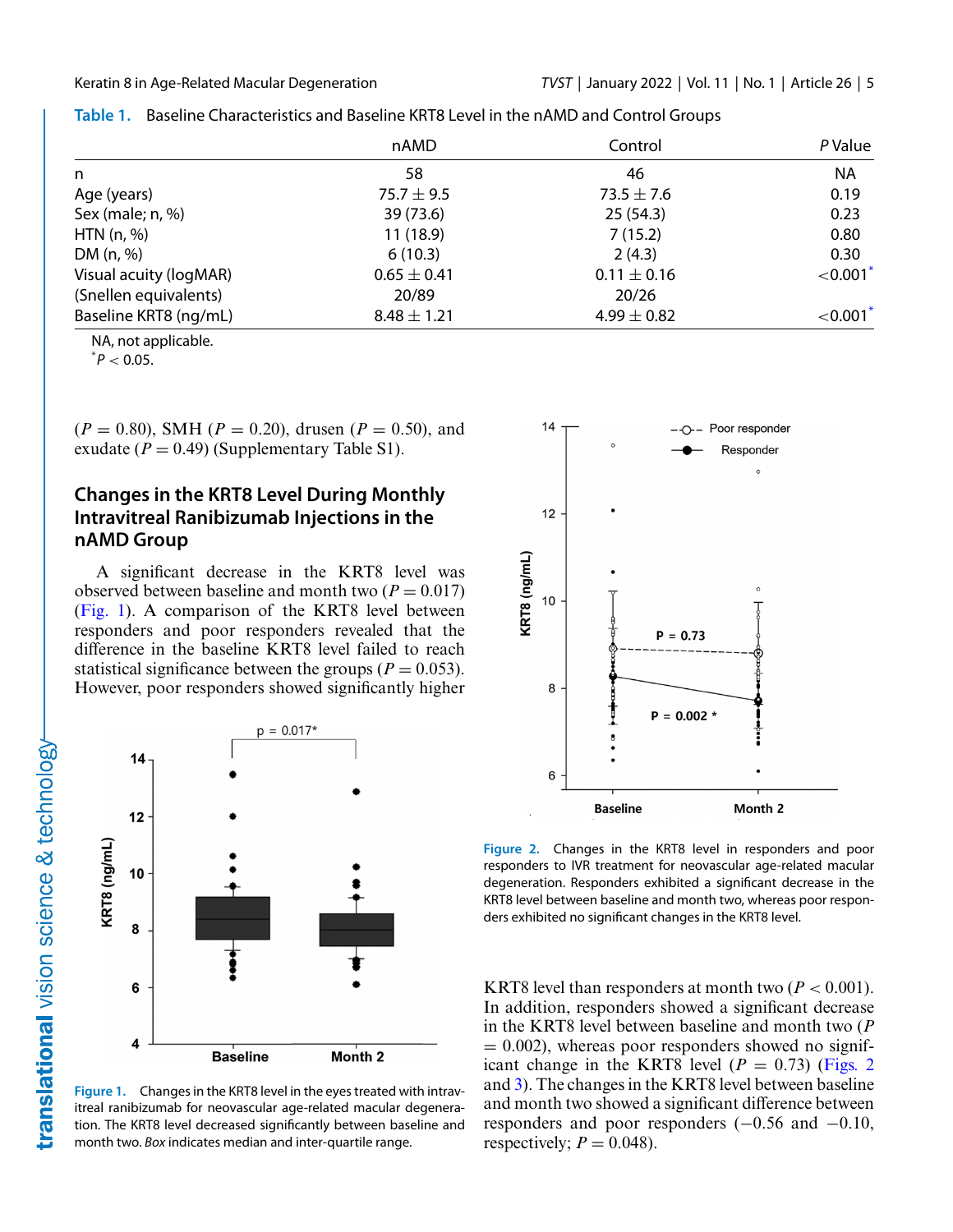Table 1. Baseline Characteristics and Baseline KRT8 Level in the nAMD and Control Groups

| | nAMD | Control | *P* Value |
|---|---|---|---|
| n | 58 | 46 | NA |
| Age (years) | 75.7 ± 9.5 | 73.5 ± 7.6 | 0.19 |
| Sex (male; n, %) | 39 (73.6) | 25 (54.3) | 0.23 |
| HTN (n, %) | 11 (18.9) | 7 (15.2) | 0.80 |
| DM (n, %) | 6 (10.3) | 2 (4.3) | 0.30 |
| Visual acuity (logMAR) | 0.65 ± 0.41 | 0.11 ± 0.16 | <0.001* |
| (Snellen equivalents) | 20/89 | 20/26 | |
| Baseline KRT8 (ng/mL) | 8.48 ± 1.21 | 4.99 ± 0.82 | <0.001* |

NA, not applicable.
*$P < 0.05$.

($P = 0.80$), SMH ($P = 0.20$), drusen ($P = 0.50$), and exudate ($P = 0.49$) (Supplementary Table S1).

## Changes in the KRT8 Level During Monthly Intravitreal Ranibizumab Injections in the nAMD Group

A significant decrease in the KRT8 level was observed between baseline and month two ($P = 0.017$) (Fig. 1). A comparison of the KRT8 level between responders and poor responders revealed that the difference in the baseline KRT8 level failed to reach statistical significance between the groups ($P = 0.053$). However, poor responders showed significantly higher KRT8 level than responders at month two ($P < 0.001$). In addition, responders showed a significant decrease in the KRT8 level between baseline and month two ($P = 0.002$), whereas poor responders showed no significant change in the KRT8 level ($P = 0.73$) (Figs. 2 and 3). The changes in the KRT8 level between baseline and month two showed a significant difference between responders and poor responders (−0.56 and −0.10, respectively; $P = 0.048$).

Figure 1. Changes in the KRT8 level in the eyes treated with intravitreal ranibizumab for neovascular age-related macular degeneration. The KRT8 level decreased significantly between baseline and month two. *Box* indicates median and inter-quartile range.

Figure 2. Changes in the KRT8 level in responders and poor responders to IVR treatment for neovascular age-related macular degeneration. Responders exhibited a significant decrease in the KRT8 level between baseline and month two, whereas poor responders exhibited no significant changes in the KRT8 level.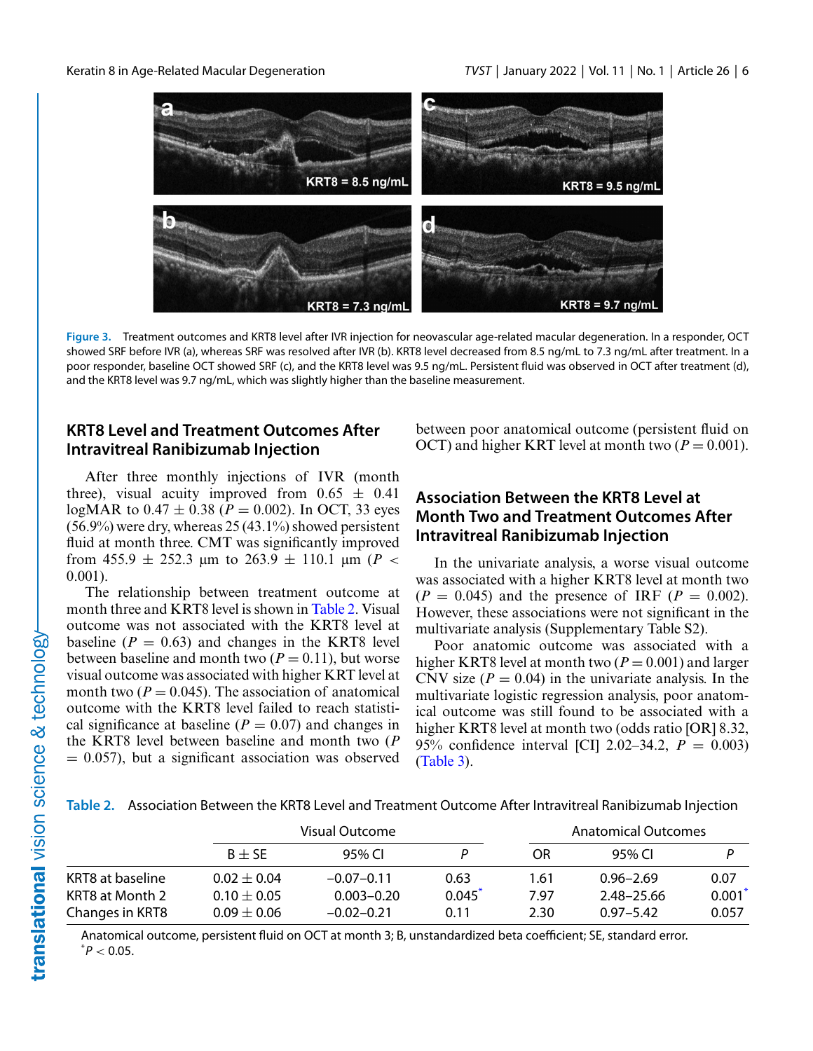Figure 3. Treatment outcomes and KRT8 level after IVR injection for neovascular age-related macular degeneration. In a responder, OCT showed SRF before IVR (a), whereas SRF was resolved after IVR (b). KRT8 level decreased from 8.5 ng/mL to 7.3 ng/mL after treatment. In a poor responder, baseline OCT showed SRF (c), and the KRT8 level was 9.5 ng/mL. Persistent fluid was observed in OCT after treatment (d), and the KRT8 level was 9.7 ng/mL, which was slightly higher than the baseline measurement.

## KRT8 Level and Treatment Outcomes After Intravitreal Ranibizumab Injection

After three monthly injections of IVR (month three), visual acuity improved from 0.65 ± 0.41 logMAR to 0.47 ± 0.38 ($P = 0.002$). In OCT, 33 eyes (56.9%) were dry, whereas 25 (43.1%) showed persistent fluid at month three. CMT was significantly improved from 455.9 ± 252.3 µm to 263.9 ± 110.1 µm ($P < 0.001$).

The relationship between treatment outcome at month three and KRT8 level is shown in Table 2. Visual outcome was not associated with the KRT8 level at baseline ($P = 0.63$) and changes in the KRT8 level between baseline and month two ($P = 0.11$), but worse visual outcome was associated with higher KRT level at month two ($P = 0.045$). The association of anatomical outcome with the KRT8 level failed to reach statistical significance at baseline ($P = 0.07$) and changes in the KRT8 level between baseline and month two ($P = 0.057$), but a significant association was observed between poor anatomical outcome (persistent fluid on OCT) and higher KRT level at month two ($P = 0.001$).

## Association Between the KRT8 Level at Month Two and Treatment Outcomes After Intravitreal Ranibizumab Injection

In the univariate analysis, a worse visual outcome was associated with a higher KRT8 level at month two ($P = 0.045$) and the presence of IRF ($P = 0.002$). However, these associations were not significant in the multivariate analysis (Supplementary Table S2).

Poor anatomic outcome was associated with a higher KRT8 level at month two ($P = 0.001$) and larger CNV size ($P = 0.04$) in the univariate analysis. In the multivariate logistic regression analysis, poor anatomical outcome was still found to be associated with a higher KRT8 level at month two (odds ratio [OR] 8.32, 95% confidence interval [CI] 2.02–34.2, $P = 0.003$) (Table 3).

Table 2. Association Between the KRT8 Level and Treatment Outcome After Intravitreal Ranibizumab Injection

| | Visual Outcome | | | Anatomical Outcomes | | |
|---|---|---|---|---|---|---|
| | B ± SE | 95% CI | *P* | OR | 95% CI | *P* |
| KRT8 at baseline | 0.02 ± 0.04 | −0.07–0.11 | 0.63 | 1.61 | 0.96–2.69 | 0.07 |
| KRT8 at Month 2 | 0.10 ± 0.05 | 0.003–0.20 | 0.045* | 7.97 | 2.48–25.66 | 0.001* |
| Changes in KRT8 | 0.09 ± 0.06 | −0.02–0.21 | 0.11 | 2.30 | 0.97–5.42 | 0.057 |

Anatomical outcome, persistent fluid on OCT at month 3; B, unstandardized beta coefficient; SE, standard error.
*$P < 0.05$.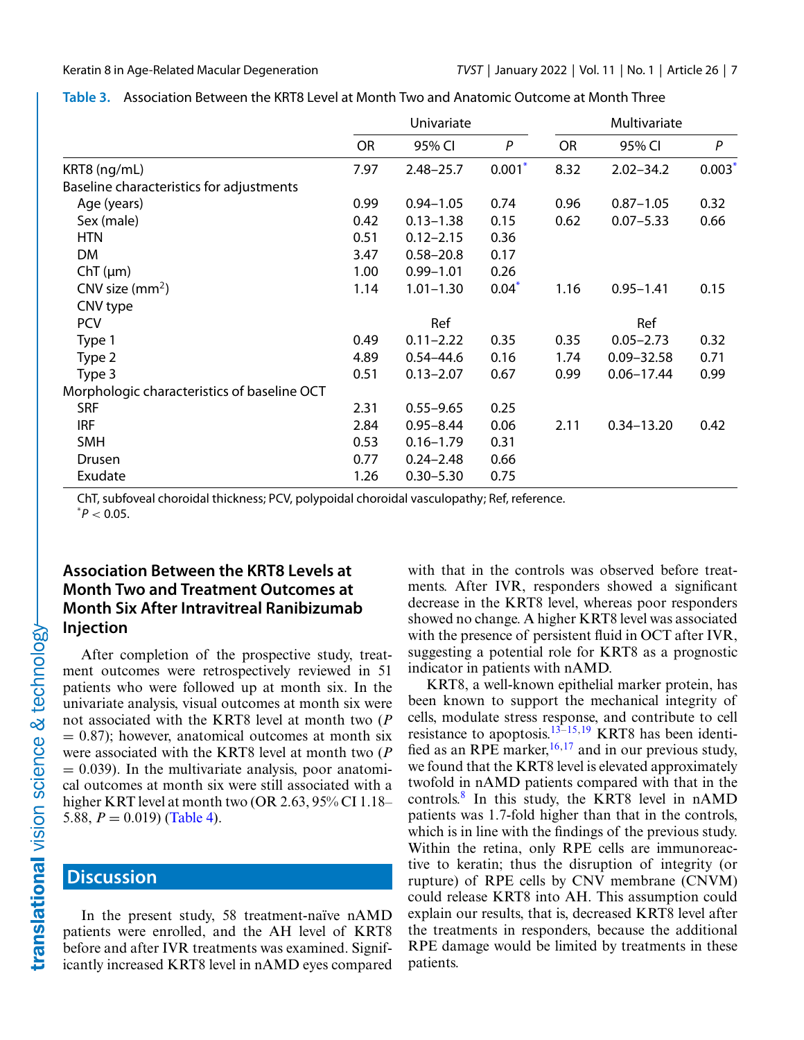**Table 3.** Association Between the KRT8 Level at Month Two and Anatomic Outcome at Month Three

| | Univariate | | | Multivariate | | |
|---|---|---|---|---|---|---|
| | OR | 95% CI | $P$ | OR | 95% CI | $P$ |
| KRT8 (ng/mL) | 7.97 | 2.48–25.7 | 0.001* | 8.32 | 2.02–34.2 | 0.003* |
| Baseline characteristics for adjustments | | | | | | |
| Age (years) | 0.99 | 0.94–1.05 | 0.74 | 0.96 | 0.87–1.05 | 0.32 |
| Sex (male) | 0.42 | 0.13–1.38 | 0.15 | 0.62 | 0.07–5.33 | 0.66 |
| HTN | 0.51 | 0.12–2.15 | 0.36 | | | |
| DM | 3.47 | 0.58–20.8 | 0.17 | | | |
| ChT (μm) | 1.00 | 0.99–1.01 | 0.26 | | | |
| CNV size ($mm^2$) | 1.14 | 1.01–1.30 | 0.04* | 1.16 | 0.95–1.41 | 0.15 |
| CNV type | | | | | | |
| PCV | | Ref | | | Ref | |
| Type 1 | 0.49 | 0.11–2.22 | 0.35 | 0.35 | 0.05–2.73 | 0.32 |
| Type 2 | 4.89 | 0.54–44.6 | 0.16 | 1.74 | 0.09–32.58 | 0.71 |
| Type 3 | 0.51 | 0.13–2.07 | 0.67 | 0.99 | 0.06–17.44 | 0.99 |
| Morphologic characteristics of baseline OCT | | | | | | |
| SRF | 2.31 | 0.55–9.65 | 0.25 | | | |
| IRF | 2.84 | 0.95–8.44 | 0.06 | 2.11 | 0.34–13.20 | 0.42 |
| SMH | 0.53 | 0.16–1.79 | 0.31 | | | |
| Drusen | 0.77 | 0.24–2.48 | 0.66 | | | |
| Exudate | 1.26 | 0.30–5.30 | 0.75 | | | |

ChT, subfoveal choroidal thickness; PCV, polypoidal choroidal vasculopathy; Ref, reference.
*$P < 0.05$.

### Association Between the KRT8 Levels at Month Two and Treatment Outcomes at Month Six After Intravitreal Ranibizumab Injection

After completion of the prospective study, treatment outcomes were retrospectively reviewed in 51 patients who were followed up at month six. In the univariate analysis, visual outcomes at month six were not associated with the KRT8 level at month two ($P = 0.87$); however, anatomical outcomes at month six were associated with the KRT8 level at month two ($P = 0.039$). In the multivariate analysis, poor anatomical outcomes at month six were still associated with a higher KRT level at month two (OR 2.63, 95% CI 1.18–5.88, $P = 0.019$) (Table 4).

## Discussion

In the present study, 58 treatment-naïve nAMD patients were enrolled, and the AH level of KRT8 before and after IVR treatments was examined. Significantly increased KRT8 level in nAMD eyes compared with that in the controls was observed before treatments. After IVR, responders showed a significant decrease in the KRT8 level, whereas poor responders showed no change. A higher KRT8 level was associated with the presence of persistent fluid in OCT after IVR, suggesting a potential role for KRT8 as a prognostic indicator in patients with nAMD.

KRT8, a well-known epithelial marker protein, has been known to support the mechanical integrity of cells, modulate stress response, and contribute to cell resistance to apoptosis.[13–15,19] KRT8 has been identified as an RPE marker,[16,17] and in our previous study, we found that the KRT8 level is elevated approximately twofold in nAMD patients compared with that in the controls.[8] In this study, the KRT8 level in nAMD patients was 1.7-fold higher than that in the controls, which is in line with the findings of the previous study. Within the retina, only RPE cells are immunoreactive to keratin; thus the disruption of integrity (or rupture) of RPE cells by CNV membrane (CNVM) could release KRT8 into AH. This assumption could explain our results, that is, decreased KRT8 level after the treatments in responders, because the additional RPE damage would be limited by treatments in these patients.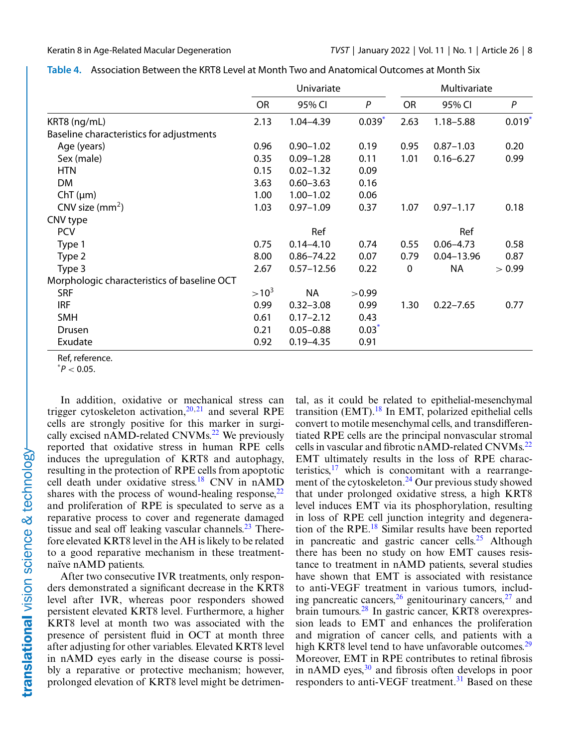**Table 4.** Association Between the KRT8 Level at Month Two and Anatomical Outcomes at Month Six

| | Univariate | | | Multivariate | | |
|---|---|---|---|---|---|---|
| | OR | 95% CI | P | OR | 95% CI | P |
| KRT8 (ng/mL) | 2.13 | 1.04–4.39 | 0.039* | 2.63 | 1.18–5.88 | 0.019* |
| Baseline characteristics for adjustments | | | | | | |
| Age (years) | 0.96 | 0.90–1.02 | 0.19 | 0.95 | 0.87–1.03 | 0.20 |
| Sex (male) | 0.35 | 0.09–1.28 | 0.11 | 1.01 | 0.16–6.27 | 0.99 |
| HTN | 0.15 | 0.02–1.32 | 0.09 | | | |
| DM | 3.63 | 0.60–3.63 | 0.16 | | | |
| ChT (μm) | 1.00 | 1.00–1.02 | 0.06 | | | |
| CNV size ($mm^2$) | 1.03 | 0.97–1.09 | 0.37 | 1.07 | 0.97–1.17 | 0.18 |
| CNV type | | | | | | |
| PCV | | Ref | | | Ref | |
| Type 1 | 0.75 | 0.14–4.10 | 0.74 | 0.55 | 0.06–4.73 | 0.58 |
| Type 2 | 8.00 | 0.86–74.22 | 0.07 | 0.79 | 0.04–13.96 | 0.87 |
| Type 3 | 2.67 | 0.57–12.56 | 0.22 | 0 | NA | > 0.99 |
| Morphologic characteristics of baseline OCT | | | | | | |
| SRF | $>10^3$ | NA | >0.99 | | | |
| IRF | 0.99 | 0.32–3.08 | 0.99 | 1.30 | 0.22–7.65 | 0.77 |
| SMH | 0.61 | 0.17–2.12 | 0.43 | | | |
| Drusen | 0.21 | 0.05–0.88 | 0.03* | | | |
| Exudate | 0.92 | 0.19–4.35 | 0.91 | | | |

Ref, reference.
*$P < 0.05$.

In addition, oxidative or mechanical stress can trigger cytoskeleton activation,[20,21] and several RPE cells are strongly positive for this marker in surgically excised nAMD-related CNVMs.[22] We previously reported that oxidative stress in human RPE cells induces the upregulation of KRT8 and autophagy, resulting in the protection of RPE cells from apoptotic cell death under oxidative stress.[18] CNV in nAMD shares with the process of wound-healing response,[22] and proliferation of RPE is speculated to serve as a reparative process to cover and regenerate damaged tissue and seal off leaking vascular channels.[23] Therefore elevated KRT8 level in the AH is likely to be related to a good reparative mechanism in these treatment-naïve nAMD patients.

After two consecutive IVR treatments, only responders demonstrated a significant decrease in the KRT8 level after IVR, whereas poor responders showed persistent elevated KRT8 level. Furthermore, a higher KRT8 level at month two was associated with the presence of persistent fluid in OCT at month three after adjusting for other variables. Elevated KRT8 level in nAMD eyes early in the disease course is possibly a reparative or protective mechanism; however, prolonged elevation of KRT8 level might be detrimental, as it could be related to epithelial-mesenchymal transition (EMT).[18] In EMT, polarized epithelial cells convert to motile mesenchymal cells, and transdifferentiated RPE cells are the principal nonvascular stromal cells in vascular and fibrotic nAMD-related CNVMs.[22] EMT ultimately results in the loss of RPE characteristics,[17] which is concomitant with a rearrangement of the cytoskeleton.[24] Our previous study showed that under prolonged oxidative stress, a high KRT8 level induces EMT via its phosphorylation, resulting in loss of RPE cell junction integrity and degeneration of the RPE.[18] Similar results have been reported in pancreatic and gastric cancer cells.[25] Although there has been no study on how EMT causes resistance to treatment in nAMD patients, several studies have shown that EMT is associated with resistance to anti-VEGF treatment in various tumors, including pancreatic cancers,[26] genitourinary cancers,[27] and brain tumours.[28] In gastric cancer, KRT8 overexpression leads to EMT and enhances the proliferation and migration of cancer cells, and patients with a high KRT8 level tend to have unfavorable outcomes.[29] Moreover, EMT in RPE contributes to retinal fibrosis in nAMD eyes,[30] and fibrosis often develops in poor responders to anti-VEGF treatment.[31] Based on these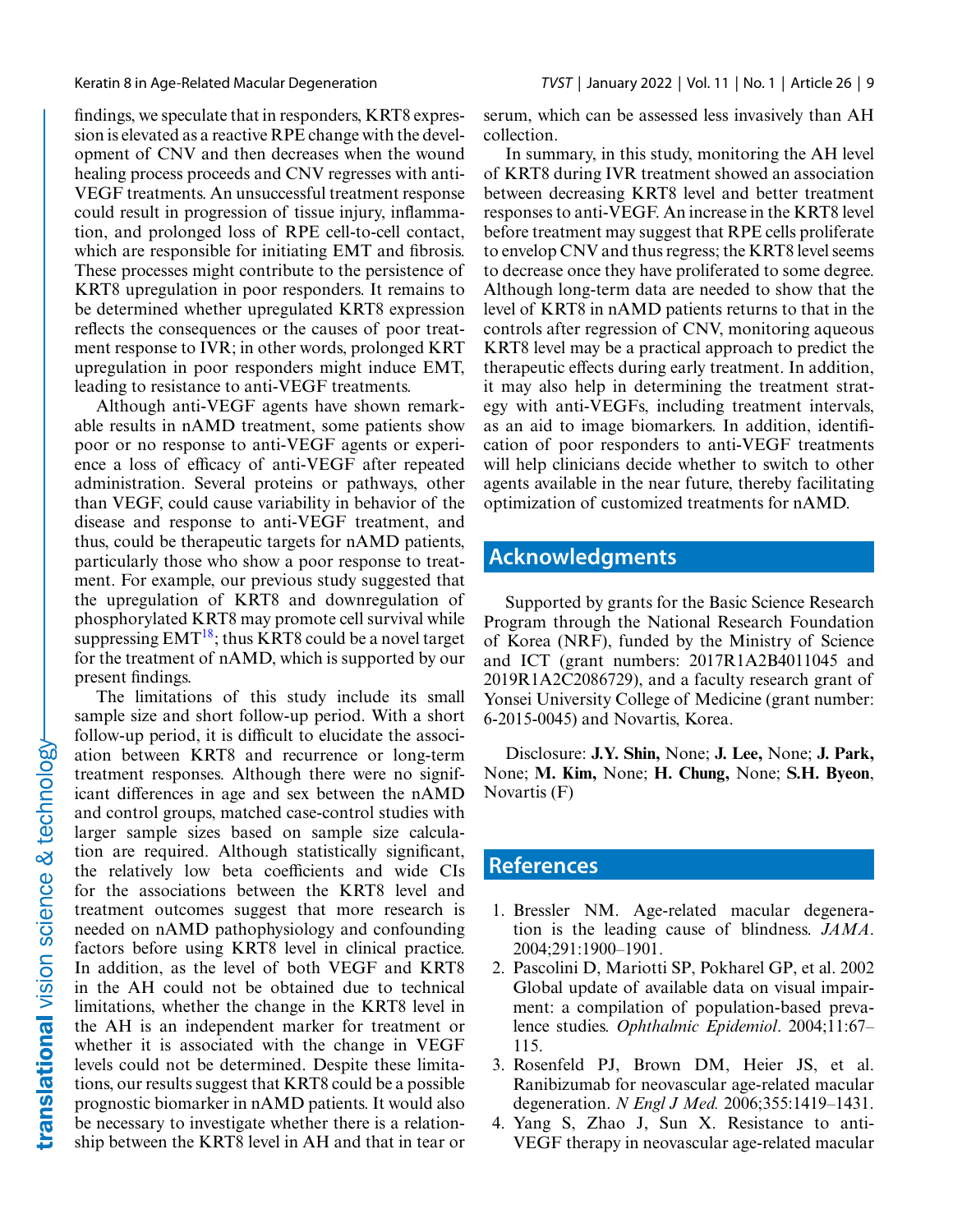findings, we speculate that in responders, KRT8 expression is elevated as a reactive RPE change with the development of CNV and then decreases when the wound healing process proceeds and CNV regresses with anti-VEGF treatments. An unsuccessful treatment response could result in progression of tissue injury, inflammation, and prolonged loss of RPE cell-to-cell contact, which are responsible for initiating EMT and fibrosis. These processes might contribute to the persistence of KRT8 upregulation in poor responders. It remains to be determined whether upregulated KRT8 expression reflects the consequences or the causes of poor treatment response to IVR; in other words, prolonged KRT upregulation in poor responders might induce EMT, leading to resistance to anti-VEGF treatments.

Although anti-VEGF agents have shown remarkable results in nAMD treatment, some patients show poor or no response to anti-VEGF agents or experience a loss of efficacy of anti-VEGF after repeated administration. Several proteins or pathways, other than VEGF, could cause variability in behavior of the disease and response to anti-VEGF treatment, and thus, could be therapeutic targets for nAMD patients, particularly those who show a poor response to treatment. For example, our previous study suggested that the upregulation of KRT8 and downregulation of phosphorylated KRT8 may promote cell survival while suppressing EMT[18]; thus KRT8 could be a novel target for the treatment of nAMD, which is supported by our present findings.

The limitations of this study include its small sample size and short follow-up period. With a short follow-up period, it is difficult to elucidate the association between KRT8 and recurrence or long-term treatment responses. Although there were no significant differences in age and sex between the nAMD and control groups, matched case-control studies with larger sample sizes based on sample size calculation are required. Although statistically significant, the relatively low beta coefficients and wide CIs for the associations between the KRT8 level and treatment outcomes suggest that more research is needed on nAMD pathophysiology and confounding factors before using KRT8 level in clinical practice. In addition, as the level of both VEGF and KRT8 in the AH could not be obtained due to technical limitations, whether the change in the KRT8 level in the AH is an independent marker for treatment or whether it is associated with the change in VEGF levels could not be determined. Despite these limitations, our results suggest that KRT8 could be a possible prognostic biomarker in nAMD patients. It would also be necessary to investigate whether there is a relationship between the KRT8 level in AH and that in tear or serum, which can be assessed less invasively than AH collection.

In summary, in this study, monitoring the AH level of KRT8 during IVR treatment showed an association between decreasing KRT8 level and better treatment responses to anti-VEGF. An increase in the KRT8 level before treatment may suggest that RPE cells proliferate to envelop CNV and thus regress; the KRT8 level seems to decrease once they have proliferated to some degree. Although long-term data are needed to show that the level of KRT8 in nAMD patients returns to that in the controls after regression of CNV, monitoring aqueous KRT8 level may be a practical approach to predict the therapeutic effects during early treatment. In addition, it may also help in determining the treatment strategy with anti-VEGFs, including treatment intervals, as an aid to image biomarkers. In addition, identification of poor responders to anti-VEGF treatments will help clinicians decide whether to switch to other agents available in the near future, thereby facilitating optimization of customized treatments for nAMD.

## Acknowledgments

Supported by grants for the Basic Science Research Program through the National Research Foundation of Korea (NRF), funded by the Ministry of Science and ICT (grant numbers: 2017R1A2B4011045 and 2019R1A2C2086729), and a faculty research grant of Yonsei University College of Medicine (grant number: 6-2015-0045) and Novartis, Korea.

Disclosure: **J.Y. Shin,** None; **J. Lee,** None; **J. Park,** None; **M. Kim,** None; **H. Chung,** None; **S.H. Byeon**, Novartis (F)

## References

1. Bressler NM. Age-related macular degeneration is the leading cause of blindness. *JAMA*. 2004;291:1900–1901.
2. Pascolini D, Mariotti SP, Pokharel GP, et al. 2002 Global update of available data on visual impairment: a compilation of population-based prevalence studies. *Ophthalmic Epidemiol*. 2004;11:67–115.
3. Rosenfeld PJ, Brown DM, Heier JS, et al. Ranibizumab for neovascular age-related macular degeneration. *N Engl J Med.* 2006;355:1419–1431.
4. Yang S, Zhao J, Sun X. Resistance to anti-VEGF therapy in neovascular age-related macular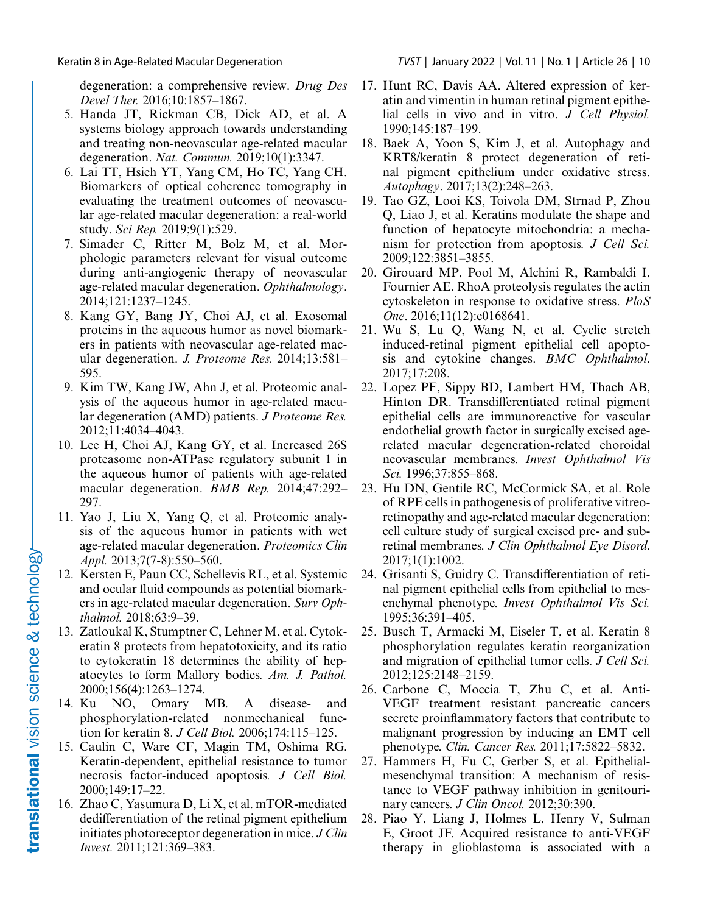degeneration: a comprehensive review. *Drug Des Devel Ther.* 2016;10:1857–1867.

5. Handa JT, Rickman CB, Dick AD, et al. A systems biology approach towards understanding and treating non-neovascular age-related macular degeneration. *Nat. Commun.* 2019;10(1):3347.
6. Lai TT, Hsieh YT, Yang CM, Ho TC, Yang CH. Biomarkers of optical coherence tomography in evaluating the treatment outcomes of neovascular age-related macular degeneration: a real-world study. *Sci Rep.* 2019;9(1):529.
7. Simader C, Ritter M, Bolz M, et al. Morphologic parameters relevant for visual outcome during anti-angiogenic therapy of neovascular age-related macular degeneration. *Ophthalmology*. 2014;121:1237–1245.
8. Kang GY, Bang JY, Choi AJ, et al. Exosomal proteins in the aqueous humor as novel biomarkers in patients with neovascular age-related macular degeneration. *J. Proteome Res.* 2014;13:581–595.
9. Kim TW, Kang JW, Ahn J, et al. Proteomic analysis of the aqueous humor in age-related macular degeneration (AMD) patients. *J Proteome Res.* 2012;11:4034–4043.
10. Lee H, Choi AJ, Kang GY, et al. Increased 26S proteasome non-ATPase regulatory subunit 1 in the aqueous humor of patients with age-related macular degeneration. *BMB Rep.* 2014;47:292–297.
11. Yao J, Liu X, Yang Q, et al. Proteomic analysis of the aqueous humor in patients with wet age-related macular degeneration. *Proteomics Clin Appl.* 2013;7(7-8):550–560.
12. Kersten E, Paun CC, Schellevis RL, et al. Systemic and ocular fluid compounds as potential biomarkers in age-related macular degeneration. *Surv Ophthalmol.* 2018;63:9–39.
13. Zatloukal K, Stumptner C, Lehner M, et al. Cytokeratin 8 protects from hepatotoxicity, and its ratio to cytokeratin 18 determines the ability of hepatocytes to form Mallory bodies. *Am. J. Pathol.* 2000;156(4):1263–1274.
14. Ku NO, Omary MB. A disease- and phosphorylation-related nonmechanical function for keratin 8. *J Cell Biol.* 2006;174:115–125.
15. Caulin C, Ware CF, Magin TM, Oshima RG. Keratin-dependent, epithelial resistance to tumor necrosis factor-induced apoptosis. *J Cell Biol.* 2000;149:17–22.
16. Zhao C, Yasumura D, Li X, et al. mTOR-mediated dedifferentiation of the retinal pigment epithelium initiates photoreceptor degeneration in mice. *J Clin Invest.* 2011;121:369–383.
17. Hunt RC, Davis AA. Altered expression of keratin and vimentin in human retinal pigment epithelial cells in vivo and in vitro. *J Cell Physiol.* 1990;145:187–199.
18. Baek A, Yoon S, Kim J, et al. Autophagy and KRT8/keratin 8 protect degeneration of retinal pigment epithelium under oxidative stress. *Autophagy*. 2017;13(2):248–263.
19. Tao GZ, Looi KS, Toivola DM, Strnad P, Zhou Q, Liao J, et al. Keratins modulate the shape and function of hepatocyte mitochondria: a mechanism for protection from apoptosis. *J Cell Sci.* 2009;122:3851–3855.
20. Girouard MP, Pool M, Alchini R, Rambaldi I, Fournier AE. RhoA proteolysis regulates the actin cytoskeleton in response to oxidative stress. *PloS One*. 2016;11(12):e0168641.
21. Wu S, Lu Q, Wang N, et al. Cyclic stretch induced-retinal pigment epithelial cell apoptosis and cytokine changes. *BMC Ophthalmol.* 2017;17:208.
22. Lopez PF, Sippy BD, Lambert HM, Thach AB, Hinton DR. Transdifferentiated retinal pigment epithelial cells are immunoreactive for vascular endothelial growth factor in surgically excised age-related macular degeneration-related choroidal neovascular membranes. *Invest Ophthalmol Vis Sci.* 1996;37:855–868.
23. Hu DN, Gentile RC, McCormick SA, et al. Role of RPE cells in pathogenesis of proliferative vitreoretinopathy and age-related macular degeneration: cell culture study of surgical excised pre- and subretinal membranes. *J Clin Ophthalmol Eye Disord.* 2017;1(1):1002.
24. Grisanti S, Guidry C. Transdifferentiation of retinal pigment epithelial cells from epithelial to mesenchymal phenotype. *Invest Ophthalmol Vis Sci.* 1995;36:391–405.
25. Busch T, Armacki M, Eiseler T, et al. Keratin 8 phosphorylation regulates keratin reorganization and migration of epithelial tumor cells. *J Cell Sci.* 2012;125:2148–2159.
26. Carbone C, Moccia T, Zhu C, et al. Anti-VEGF treatment resistant pancreatic cancers secrete proinflammatory factors that contribute to malignant progression by inducing an EMT cell phenotype. *Clin. Cancer Res.* 2011;17:5822–5832.
27. Hammers H, Fu C, Gerber S, et al. Epithelial-mesenchymal transition: A mechanism of resistance to VEGF pathway inhibition in genitourinary cancers. *J Clin Oncol.* 2012;30:390.
28. Piao Y, Liang J, Holmes L, Henry V, Sulman E, Groot JF. Acquired resistance to anti-VEGF therapy in glioblastoma is associated with a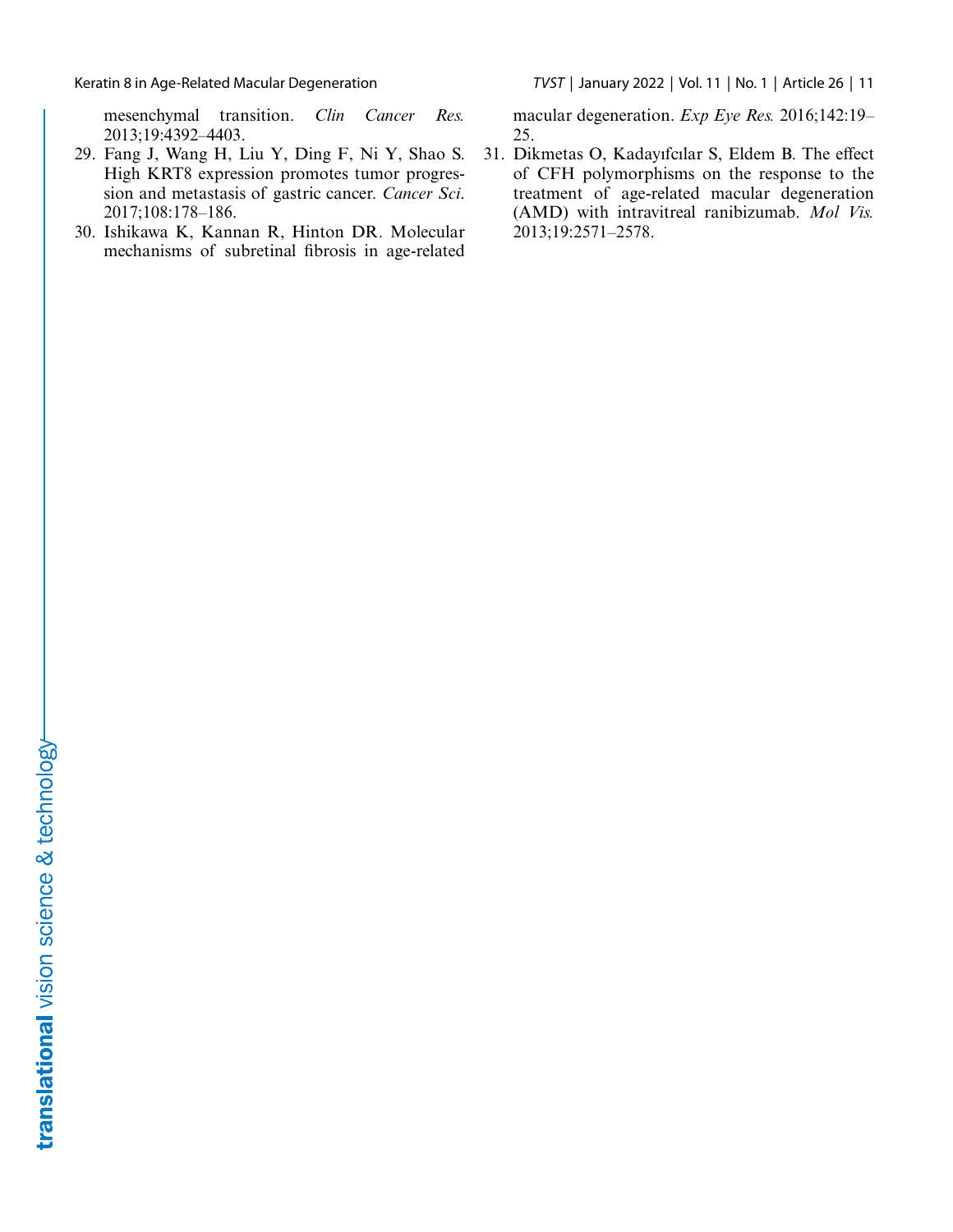mesenchymal transition. *Clin Cancer Res.* 2013;19:4392–4403.

29. Fang J, Wang H, Liu Y, Ding F, Ni Y, Shao S. High KRT8 expression promotes tumor progression and metastasis of gastric cancer. *Cancer Sci*. 2017;108:178–186.
30. Ishikawa K, Kannan R, Hinton DR. Molecular mechanisms of subretinal fibrosis in age-related macular degeneration. *Exp Eye Res.* 2016;142:19–25.
31. Dikmetas O, Kadayıfcılar S, Eldem B. The effect of CFH polymorphisms on the response to the treatment of age-related macular degeneration (AMD) with intravitreal ranibizumab. *Mol Vis.* 2013;19:2571–2578.